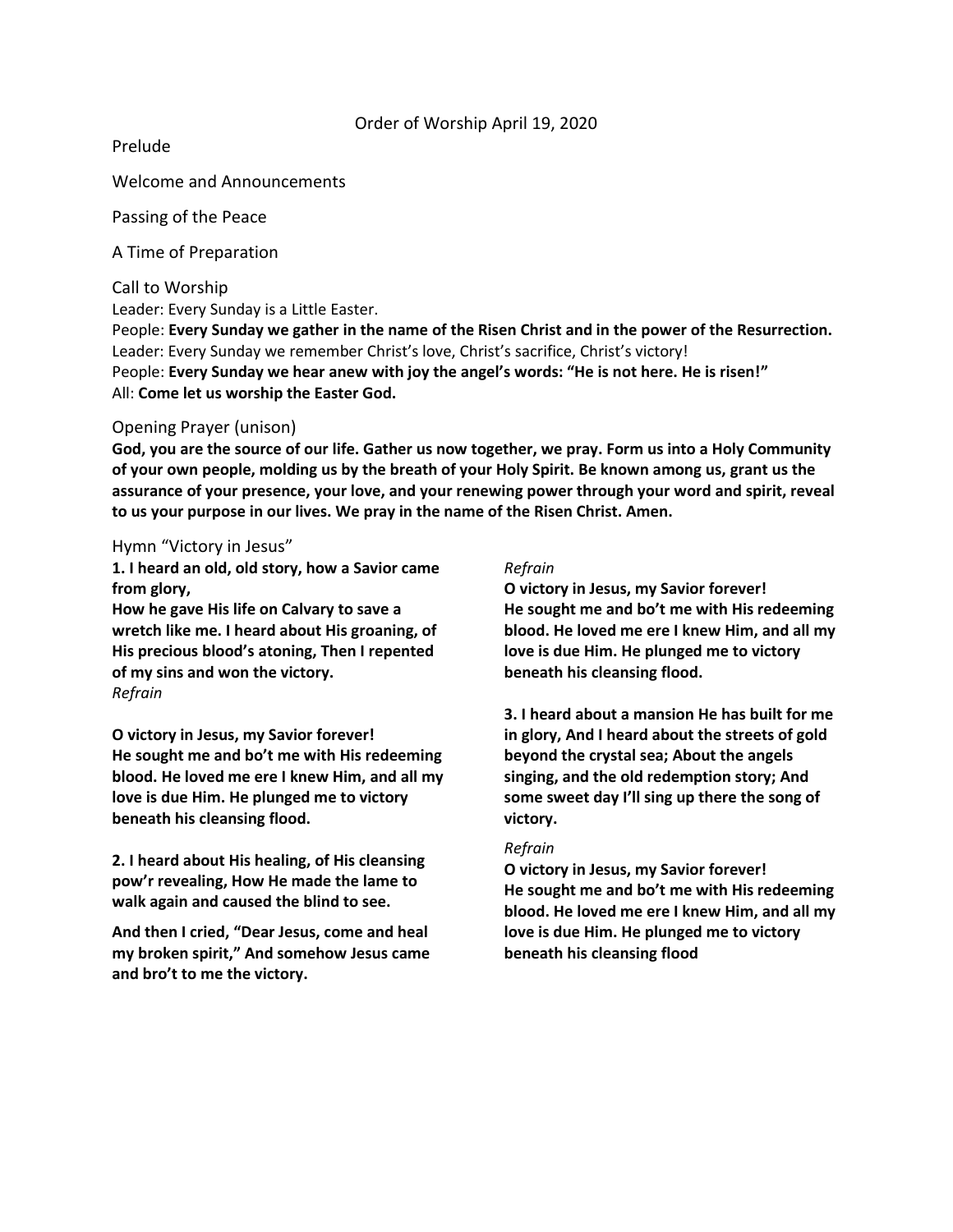# Order of Worship April 19, 2020

Prelude

Welcome and Announcements

Passing of the Peace

A Time of Preparation

## Call to Worship

Leader: Every Sunday is a Little Easter.

People: **Every Sunday we gather in the name of the Risen Christ and in the power of the Resurrection.**

Leader: Every Sunday we remember Christ's love, Christ's sacrifice, Christ's victory!

People: **Every Sunday we hear anew with joy the angel's words: "He is not here. He is risen!"**

All: **Come let us worship the Easter God.**

## Opening Prayer (unison)

**God, you are the source of our life. Gather us now together, we pray. Form us into a Holy Community of your own people, molding us by the breath of your Holy Spirit. Be known among us, grant us the assurance of your presence, your love, and your renewing power through your word and spirit, reveal to us your purpose in our lives. We pray in the name of the Risen Christ. Amen.**

## Hymn "Victory in Jesus"

**1. I heard an old, old story, how a Savior came from glory,**
**How he gave His life on Calvary to save a wretch like me. I heard about His groaning, of His precious blood's atoning, Then I repented of my sins and won the victory.**

*Refrain*

**O victory in Jesus, my Savior forever!**
**He sought me and bo't me with His redeeming blood. He loved me ere I knew Him, and all my love is due Him. He plunged me to victory beneath his cleansing flood.**

**2. I heard about His healing, of His cleansing pow'r revealing, How He made the lame to walk again and caused the blind to see.**

**And then I cried, "Dear Jesus, come and heal my broken spirit," And somehow Jesus came and bro't to me the victory.**

*Refrain*

**O victory in Jesus, my Savior forever!**
**He sought me and bo't me with His redeeming blood. He loved me ere I knew Him, and all my love is due Him. He plunged me to victory beneath his cleansing flood.**

**3. I heard about a mansion He has built for me in glory, And I heard about the streets of gold beyond the crystal sea; About the angels singing, and the old redemption story; And some sweet day I'll sing up there the song of victory.**

*Refrain*

**O victory in Jesus, my Savior forever!**
**He sought me and bo't me with His redeeming blood. He loved me ere I knew Him, and all my love is due Him. He plunged me to victory beneath his cleansing flood**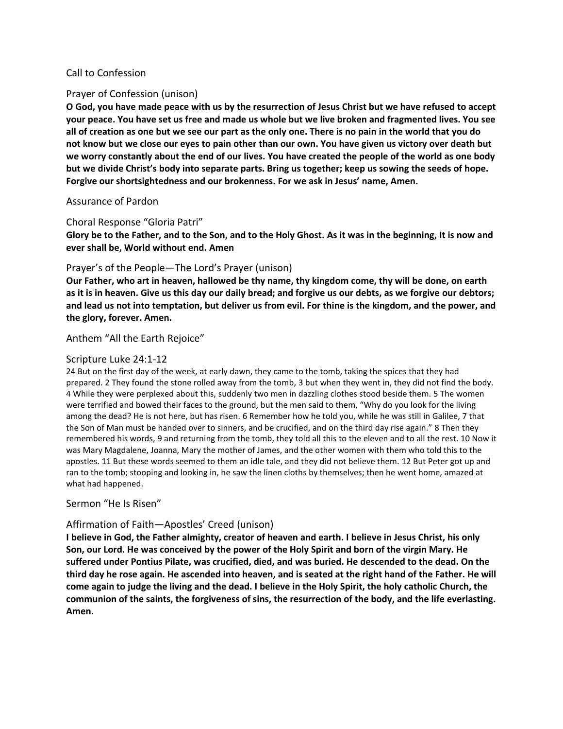## Call to Confession

## Prayer of Confession (unison)

**O God, you have made peace with us by the resurrection of Jesus Christ but we have refused to accept your peace. You have set us free and made us whole but we live broken and fragmented lives. You see all of creation as one but we see our part as the only one. There is no pain in the world that you do not know but we close our eyes to pain other than our own. You have given us victory over death but we worry constantly about the end of our lives. You have created the people of the world as one body but we divide Christ's body into separate parts. Bring us together; keep us sowing the seeds of hope. Forgive our shortsightedness and our brokenness. For we ask in Jesus' name, Amen.**

## Assurance of Pardon

## Choral Response "Gloria Patri"

**Glory be to the Father, and to the Son, and to the Holy Ghost. As it was in the beginning, It is now and ever shall be, World without end. Amen**

## Prayer's of the People—The Lord's Prayer (unison)

**Our Father, who art in heaven, hallowed be thy name, thy kingdom come, thy will be done, on earth as it is in heaven. Give us this day our daily bread; and forgive us our debts, as we forgive our debtors; and lead us not into temptation, but deliver us from evil. For thine is the kingdom, and the power, and the glory, forever. Amen.**

## Anthem "All the Earth Rejoice"

## Scripture Luke 24:1-12

24 But on the first day of the week, at early dawn, they came to the tomb, taking the spices that they had prepared. 2 They found the stone rolled away from the tomb, 3 but when they went in, they did not find the body. 4 While they were perplexed about this, suddenly two men in dazzling clothes stood beside them. 5 The women were terrified and bowed their faces to the ground, but the men said to them, "Why do you look for the living among the dead? He is not here, but has risen. 6 Remember how he told you, while he was still in Galilee, 7 that the Son of Man must be handed over to sinners, and be crucified, and on the third day rise again." 8 Then they remembered his words, 9 and returning from the tomb, they told all this to the eleven and to all the rest. 10 Now it was Mary Magdalene, Joanna, Mary the mother of James, and the other women with them who told this to the apostles. 11 But these words seemed to them an idle tale, and they did not believe them. 12 But Peter got up and ran to the tomb; stooping and looking in, he saw the linen cloths by themselves; then he went home, amazed at what had happened.

## Sermon "He Is Risen"

## Affirmation of Faith—Apostles' Creed (unison)

**I believe in God, the Father almighty, creator of heaven and earth. I believe in Jesus Christ, his only Son, our Lord. He was conceived by the power of the Holy Spirit and born of the virgin Mary. He suffered under Pontius Pilate, was crucified, died, and was buried. He descended to the dead. On the third day he rose again. He ascended into heaven, and is seated at the right hand of the Father. He will come again to judge the living and the dead. I believe in the Holy Spirit, the holy catholic Church, the communion of the saints, the forgiveness of sins, the resurrection of the body, and the life everlasting. Amen.**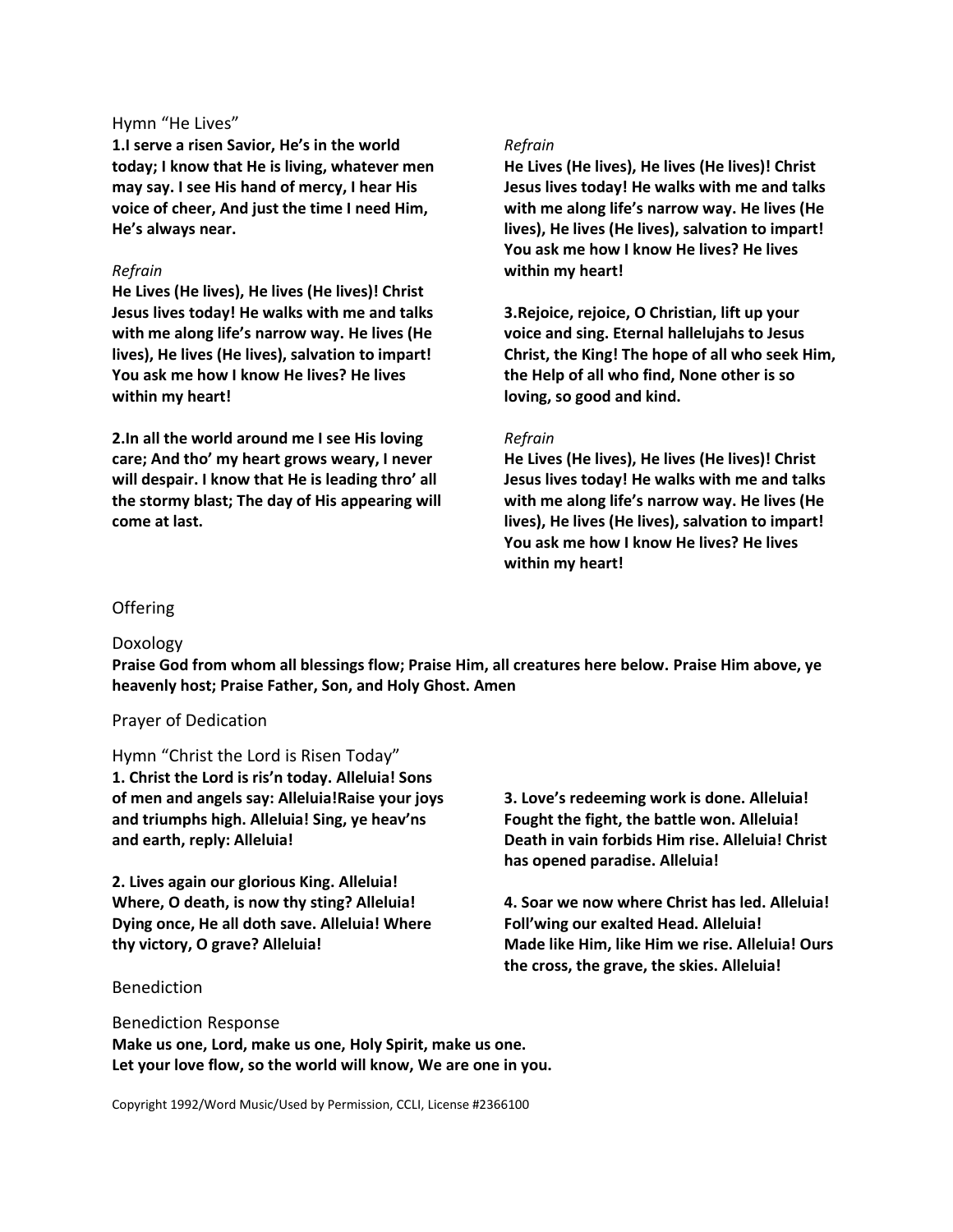Hymn “He Lives”

**1.I serve a risen Savior, He’s in the world today; I know that He is living, whatever men may say. I see His hand of mercy, I hear His voice of cheer, And just the time I need Him, He’s always near.**

*Refrain*

**He Lives (He lives), He lives (He lives)! Christ Jesus lives today! He walks with me and talks with me along life’s narrow way. He lives (He lives), He lives (He lives), salvation to impart! You ask me how I know He lives? He lives within my heart!**

**2.In all the world around me I see His loving care; And tho’ my heart grows weary, I never will despair. I know that He is leading thro’ all the stormy blast; The day of His appearing will come at last.**

*Refrain*

**He Lives (He lives), He lives (He lives)! Christ Jesus lives today! He walks with me and talks with me along life’s narrow way. He lives (He lives), He lives (He lives), salvation to impart! You ask me how I know He lives? He lives within my heart!**

**3.Rejoice, rejoice, O Christian, lift up your voice and sing. Eternal hallelujahs to Jesus Christ, the King! The hope of all who seek Him, the Help of all who find, None other is so loving, so good and kind.**

*Refrain*

**He Lives (He lives), He lives (He lives)! Christ Jesus lives today! He walks with me and talks with me along life’s narrow way. He lives (He lives), He lives (He lives), salvation to impart! You ask me how I know He lives? He lives within my heart!**

Offering

Doxology

**Praise God from whom all blessings flow; Praise Him, all creatures here below. Praise Him above, ye heavenly host; Praise Father, Son, and Holy Ghost. Amen**

Prayer of Dedication

Hymn “Christ the Lord is Risen Today”

**1. Christ the Lord is ris’n today. Alleluia! Sons of men and angels say: Alleluia!Raise your joys and triumphs high. Alleluia! Sing, ye heav’ns and earth, reply: Alleluia!**

**2. Lives again our glorious King. Alleluia! Where, O death, is now thy sting? Alleluia! Dying once, He all doth save. Alleluia! Where thy victory, O grave? Alleluia!**

**3. Love’s redeeming work is done. Alleluia! Fought the fight, the battle won. Alleluia! Death in vain forbids Him rise. Alleluia! Christ has opened paradise. Alleluia!**

**4. Soar we now where Christ has led. Alleluia! Foll’wing our exalted Head. Alleluia! Made like Him, like Him we rise. Alleluia! Ours the cross, the grave, the skies. Alleluia!**

Benediction

Benediction Response

**Make us one, Lord, make us one, Holy Spirit, make us one.
Let your love flow, so the world will know, We are one in you.**

Copyright 1992/Word Music/Used by Permission, CCLI, License #2366100